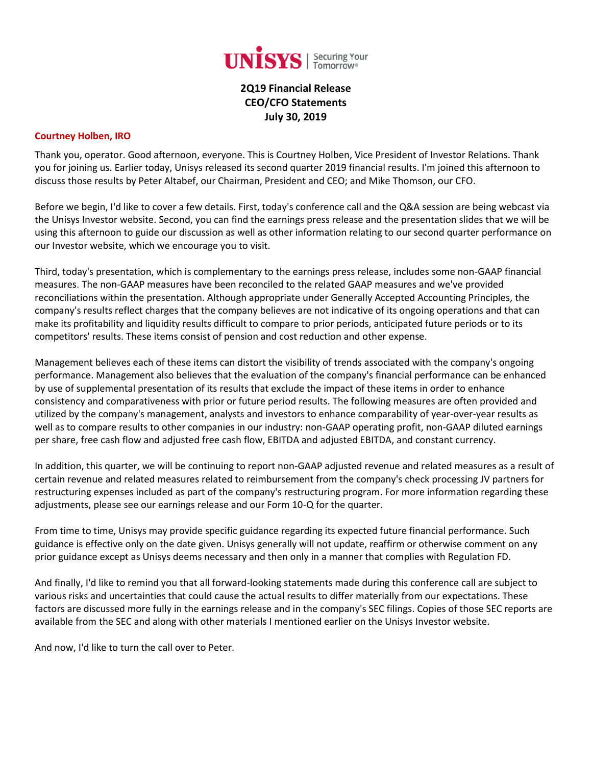UNISYS | Securing Your Tomorrow®

# 2Q19 Financial Release
## CEO/CFO Statements
## July 30, 2019

**Courtney Holben, IRO**

Thank you, operator. Good afternoon, everyone. This is Courtney Holben, Vice President of Investor Relations. Thank you for joining us. Earlier today, Unisys released its second quarter 2019 financial results. I'm joined this afternoon to discuss those results by Peter Altabef, our Chairman, President and CEO; and Mike Thomson, our CFO.

Before we begin, I'd like to cover a few details. First, today's conference call and the Q&A session are being webcast via the Unisys Investor website. Second, you can find the earnings press release and the presentation slides that we will be using this afternoon to guide our discussion as well as other information relating to our second quarter performance on our Investor website, which we encourage you to visit.

Third, today's presentation, which is complementary to the earnings press release, includes some non-GAAP financial measures. The non-GAAP measures have been reconciled to the related GAAP measures and we've provided reconciliations within the presentation. Although appropriate under Generally Accepted Accounting Principles, the company's results reflect charges that the company believes are not indicative of its ongoing operations and that can make its profitability and liquidity results difficult to compare to prior periods, anticipated future periods or to its competitors' results. These items consist of pension and cost reduction and other expense.

Management believes each of these items can distort the visibility of trends associated with the company's ongoing performance. Management also believes that the evaluation of the company's financial performance can be enhanced by use of supplemental presentation of its results that exclude the impact of these items in order to enhance consistency and comparativeness with prior or future period results. The following measures are often provided and utilized by the company's management, analysts and investors to enhance comparability of year-over-year results as well as to compare results to other companies in our industry: non-GAAP operating profit, non-GAAP diluted earnings per share, free cash flow and adjusted free cash flow, EBITDA and adjusted EBITDA, and constant currency.

In addition, this quarter, we will be continuing to report non-GAAP adjusted revenue and related measures as a result of certain revenue and related measures related to reimbursement from the company's check processing JV partners for restructuring expenses included as part of the company's restructuring program. For more information regarding these adjustments, please see our earnings release and our Form 10-Q for the quarter.

From time to time, Unisys may provide specific guidance regarding its expected future financial performance. Such guidance is effective only on the date given. Unisys generally will not update, reaffirm or otherwise comment on any prior guidance except as Unisys deems necessary and then only in a manner that complies with Regulation FD.

And finally, I'd like to remind you that all forward-looking statements made during this conference call are subject to various risks and uncertainties that could cause the actual results to differ materially from our expectations. These factors are discussed more fully in the earnings release and in the company's SEC filings. Copies of those SEC reports are available from the SEC and along with other materials I mentioned earlier on the Unisys Investor website.

And now, I'd like to turn the call over to Peter.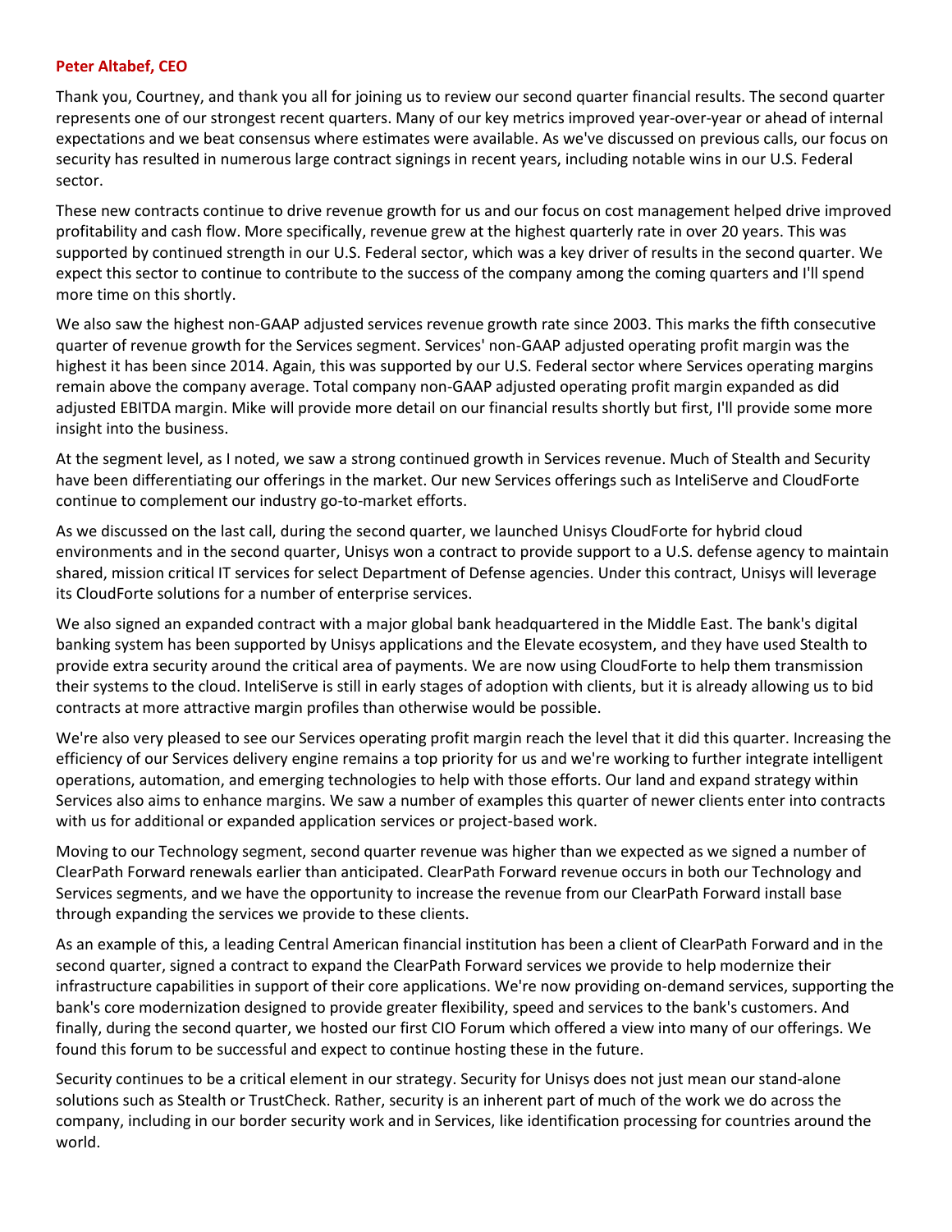**Peter Altabef, CEO**

Thank you, Courtney, and thank you all for joining us to review our second quarter financial results. The second quarter represents one of our strongest recent quarters. Many of our key metrics improved year-over-year or ahead of internal expectations and we beat consensus where estimates were available. As we've discussed on previous calls, our focus on security has resulted in numerous large contract signings in recent years, including notable wins in our U.S. Federal sector.

These new contracts continue to drive revenue growth for us and our focus on cost management helped drive improved profitability and cash flow. More specifically, revenue grew at the highest quarterly rate in over 20 years. This was supported by continued strength in our U.S. Federal sector, which was a key driver of results in the second quarter. We expect this sector to continue to contribute to the success of the company among the coming quarters and I'll spend more time on this shortly.

We also saw the highest non-GAAP adjusted services revenue growth rate since 2003. This marks the fifth consecutive quarter of revenue growth for the Services segment. Services' non-GAAP adjusted operating profit margin was the highest it has been since 2014. Again, this was supported by our U.S. Federal sector where Services operating margins remain above the company average. Total company non-GAAP adjusted operating profit margin expanded as did adjusted EBITDA margin. Mike will provide more detail on our financial results shortly but first, I'll provide some more insight into the business.

At the segment level, as I noted, we saw a strong continued growth in Services revenue. Much of Stealth and Security have been differentiating our offerings in the market. Our new Services offerings such as InteliServe and CloudForte continue to complement our industry go-to-market efforts.

As we discussed on the last call, during the second quarter, we launched Unisys CloudForte for hybrid cloud environments and in the second quarter, Unisys won a contract to provide support to a U.S. defense agency to maintain shared, mission critical IT services for select Department of Defense agencies. Under this contract, Unisys will leverage its CloudForte solutions for a number of enterprise services.

We also signed an expanded contract with a major global bank headquartered in the Middle East. The bank's digital banking system has been supported by Unisys applications and the Elevate ecosystem, and they have used Stealth to provide extra security around the critical area of payments. We are now using CloudForte to help them transmission their systems to the cloud. InteliServe is still in early stages of adoption with clients, but it is already allowing us to bid contracts at more attractive margin profiles than otherwise would be possible.

We're also very pleased to see our Services operating profit margin reach the level that it did this quarter. Increasing the efficiency of our Services delivery engine remains a top priority for us and we're working to further integrate intelligent operations, automation, and emerging technologies to help with those efforts. Our land and expand strategy within Services also aims to enhance margins. We saw a number of examples this quarter of newer clients enter into contracts with us for additional or expanded application services or project-based work.

Moving to our Technology segment, second quarter revenue was higher than we expected as we signed a number of ClearPath Forward renewals earlier than anticipated. ClearPath Forward revenue occurs in both our Technology and Services segments, and we have the opportunity to increase the revenue from our ClearPath Forward install base through expanding the services we provide to these clients.

As an example of this, a leading Central American financial institution has been a client of ClearPath Forward and in the second quarter, signed a contract to expand the ClearPath Forward services we provide to help modernize their infrastructure capabilities in support of their core applications. We're now providing on-demand services, supporting the bank's core modernization designed to provide greater flexibility, speed and services to the bank's customers. And finally, during the second quarter, we hosted our first CIO Forum which offered a view into many of our offerings. We found this forum to be successful and expect to continue hosting these in the future.

Security continues to be a critical element in our strategy. Security for Unisys does not just mean our stand-alone solutions such as Stealth or TrustCheck. Rather, security is an inherent part of much of the work we do across the company, including in our border security work and in Services, like identification processing for countries around the world.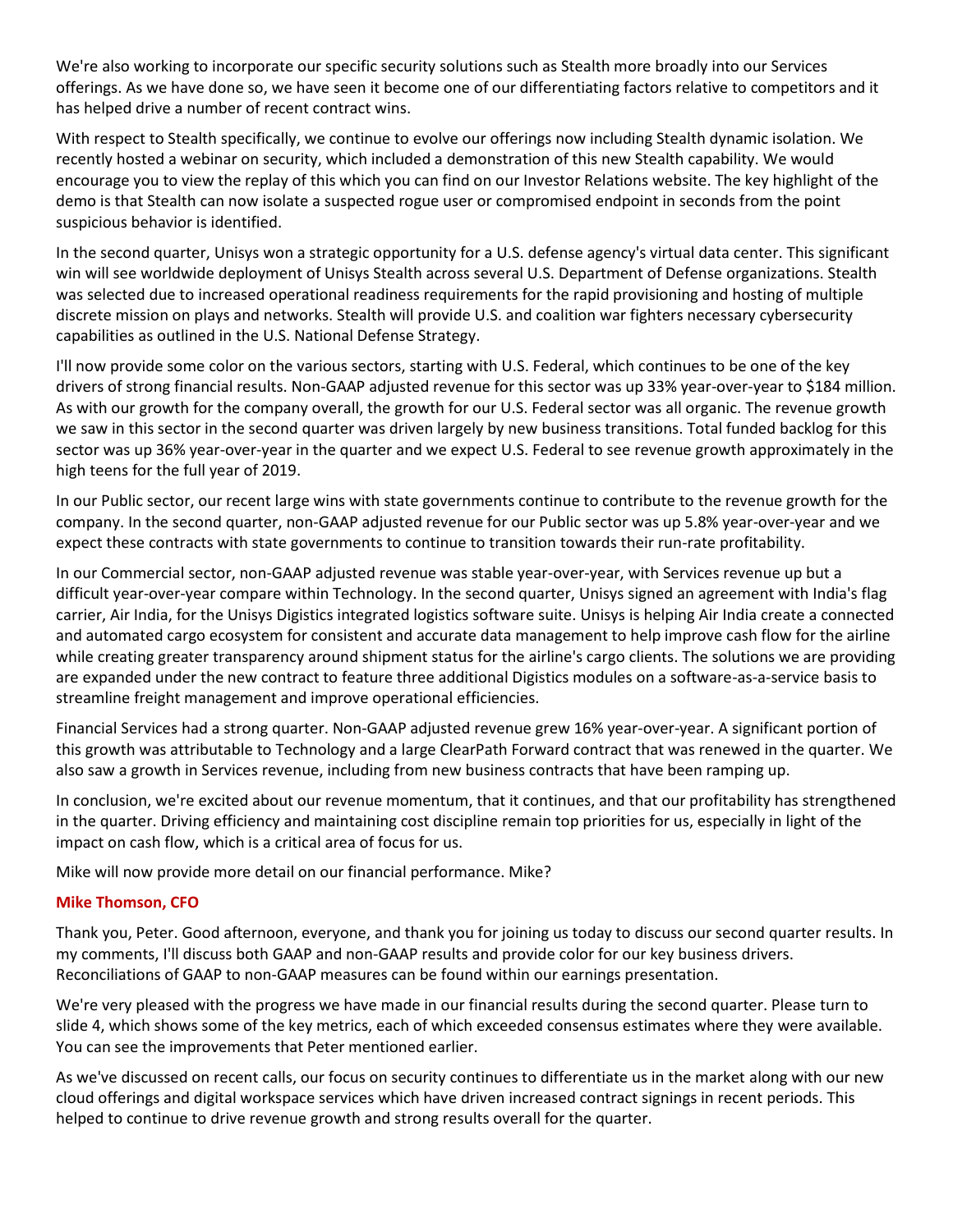We're also working to incorporate our specific security solutions such as Stealth more broadly into our Services offerings. As we have done so, we have seen it become one of our differentiating factors relative to competitors and it has helped drive a number of recent contract wins.

With respect to Stealth specifically, we continue to evolve our offerings now including Stealth dynamic isolation. We recently hosted a webinar on security, which included a demonstration of this new Stealth capability. We would encourage you to view the replay of this which you can find on our Investor Relations website. The key highlight of the demo is that Stealth can now isolate a suspected rogue user or compromised endpoint in seconds from the point suspicious behavior is identified.

In the second quarter, Unisys won a strategic opportunity for a U.S. defense agency's virtual data center. This significant win will see worldwide deployment of Unisys Stealth across several U.S. Department of Defense organizations. Stealth was selected due to increased operational readiness requirements for the rapid provisioning and hosting of multiple discrete mission on plays and networks. Stealth will provide U.S. and coalition war fighters necessary cybersecurity capabilities as outlined in the U.S. National Defense Strategy.

I'll now provide some color on the various sectors, starting with U.S. Federal, which continues to be one of the key drivers of strong financial results. Non-GAAP adjusted revenue for this sector was up 33% year-over-year to $184 million. As with our growth for the company overall, the growth for our U.S. Federal sector was all organic. The revenue growth we saw in this sector in the second quarter was driven largely by new business transitions. Total funded backlog for this sector was up 36% year-over-year in the quarter and we expect U.S. Federal to see revenue growth approximately in the high teens for the full year of 2019.

In our Public sector, our recent large wins with state governments continue to contribute to the revenue growth for the company. In the second quarter, non-GAAP adjusted revenue for our Public sector was up 5.8% year-over-year and we expect these contracts with state governments to continue to transition towards their run-rate profitability.

In our Commercial sector, non-GAAP adjusted revenue was stable year-over-year, with Services revenue up but a difficult year-over-year compare within Technology. In the second quarter, Unisys signed an agreement with India's flag carrier, Air India, for the Unisys Digistics integrated logistics software suite. Unisys is helping Air India create a connected and automated cargo ecosystem for consistent and accurate data management to help improve cash flow for the airline while creating greater transparency around shipment status for the airline's cargo clients. The solutions we are providing are expanded under the new contract to feature three additional Digistics modules on a software-as-a-service basis to streamline freight management and improve operational efficiencies.

Financial Services had a strong quarter. Non-GAAP adjusted revenue grew 16% year-over-year. A significant portion of this growth was attributable to Technology and a large ClearPath Forward contract that was renewed in the quarter. We also saw a growth in Services revenue, including from new business contracts that have been ramping up.

In conclusion, we're excited about our revenue momentum, that it continues, and that our profitability has strengthened in the quarter. Driving efficiency and maintaining cost discipline remain top priorities for us, especially in light of the impact on cash flow, which is a critical area of focus for us.

Mike will now provide more detail on our financial performance. Mike?

**Mike Thomson, CFO**

Thank you, Peter. Good afternoon, everyone, and thank you for joining us today to discuss our second quarter results. In my comments, I'll discuss both GAAP and non-GAAP results and provide color for our key business drivers. Reconciliations of GAAP to non-GAAP measures can be found within our earnings presentation.

We're very pleased with the progress we have made in our financial results during the second quarter. Please turn to slide 4, which shows some of the key metrics, each of which exceeded consensus estimates where they were available. You can see the improvements that Peter mentioned earlier.

As we've discussed on recent calls, our focus on security continues to differentiate us in the market along with our new cloud offerings and digital workspace services which have driven increased contract signings in recent periods. This helped to continue to drive revenue growth and strong results overall for the quarter.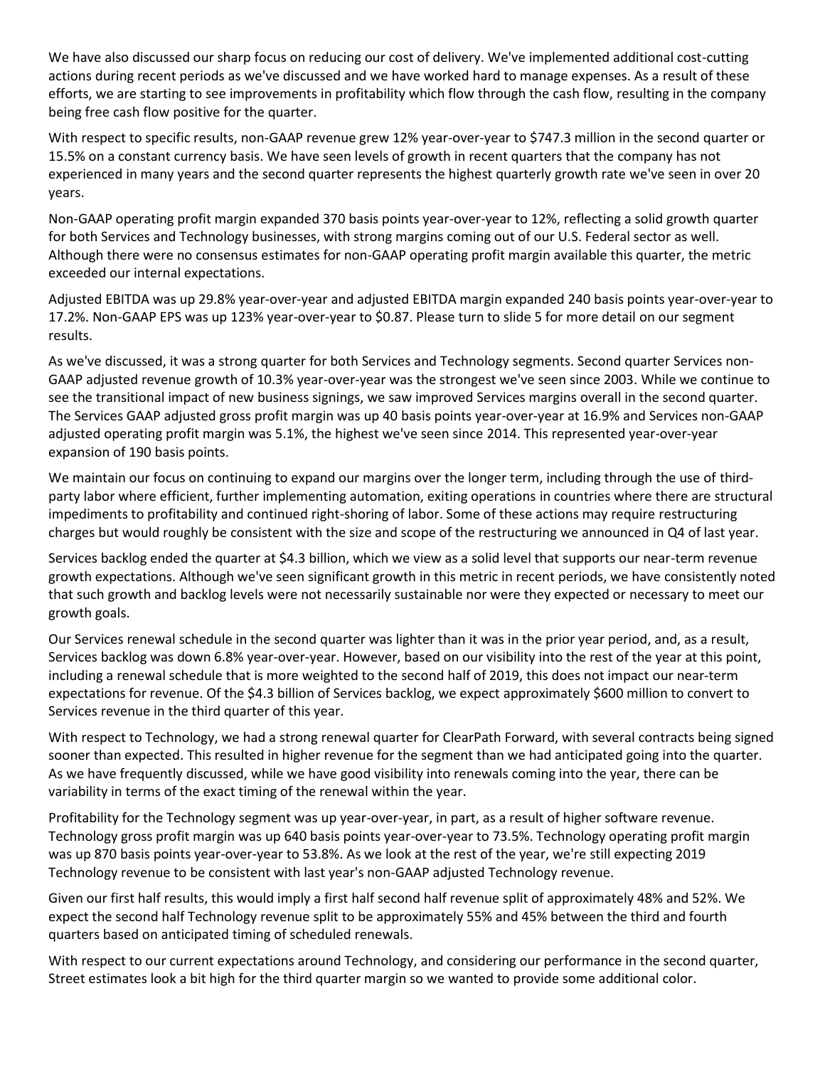We have also discussed our sharp focus on reducing our cost of delivery. We've implemented additional cost-cutting actions during recent periods as we've discussed and we have worked hard to manage expenses. As a result of these efforts, we are starting to see improvements in profitability which flow through the cash flow, resulting in the company being free cash flow positive for the quarter.

With respect to specific results, non-GAAP revenue grew 12% year-over-year to $747.3 million in the second quarter or 15.5% on a constant currency basis. We have seen levels of growth in recent quarters that the company has not experienced in many years and the second quarter represents the highest quarterly growth rate we've seen in over 20 years.

Non-GAAP operating profit margin expanded 370 basis points year-over-year to 12%, reflecting a solid growth quarter for both Services and Technology businesses, with strong margins coming out of our U.S. Federal sector as well. Although there were no consensus estimates for non-GAAP operating profit margin available this quarter, the metric exceeded our internal expectations.

Adjusted EBITDA was up 29.8% year-over-year and adjusted EBITDA margin expanded 240 basis points year-over-year to 17.2%. Non-GAAP EPS was up 123% year-over-year to $0.87. Please turn to slide 5 for more detail on our segment results.

As we've discussed, it was a strong quarter for both Services and Technology segments. Second quarter Services non-GAAP adjusted revenue growth of 10.3% year-over-year was the strongest we've seen since 2003. While we continue to see the transitional impact of new business signings, we saw improved Services margins overall in the second quarter. The Services GAAP adjusted gross profit margin was up 40 basis points year-over-year at 16.9% and Services non-GAAP adjusted operating profit margin was 5.1%, the highest we've seen since 2014. This represented year-over-year expansion of 190 basis points.

We maintain our focus on continuing to expand our margins over the longer term, including through the use of third-party labor where efficient, further implementing automation, exiting operations in countries where there are structural impediments to profitability and continued right-shoring of labor. Some of these actions may require restructuring charges but would roughly be consistent with the size and scope of the restructuring we announced in Q4 of last year.

Services backlog ended the quarter at $4.3 billion, which we view as a solid level that supports our near-term revenue growth expectations. Although we've seen significant growth in this metric in recent periods, we have consistently noted that such growth and backlog levels were not necessarily sustainable nor were they expected or necessary to meet our growth goals.

Our Services renewal schedule in the second quarter was lighter than it was in the prior year period, and, as a result, Services backlog was down 6.8% year-over-year. However, based on our visibility into the rest of the year at this point, including a renewal schedule that is more weighted to the second half of 2019, this does not impact our near-term expectations for revenue. Of the $4.3 billion of Services backlog, we expect approximately $600 million to convert to Services revenue in the third quarter of this year.

With respect to Technology, we had a strong renewal quarter for ClearPath Forward, with several contracts being signed sooner than expected. This resulted in higher revenue for the segment than we had anticipated going into the quarter. As we have frequently discussed, while we have good visibility into renewals coming into the year, there can be variability in terms of the exact timing of the renewal within the year.

Profitability for the Technology segment was up year-over-year, in part, as a result of higher software revenue. Technology gross profit margin was up 640 basis points year-over-year to 73.5%. Technology operating profit margin was up 870 basis points year-over-year to 53.8%. As we look at the rest of the year, we're still expecting 2019 Technology revenue to be consistent with last year's non-GAAP adjusted Technology revenue.

Given our first half results, this would imply a first half second half revenue split of approximately 48% and 52%. We expect the second half Technology revenue split to be approximately 55% and 45% between the third and fourth quarters based on anticipated timing of scheduled renewals.

With respect to our current expectations around Technology, and considering our performance in the second quarter, Street estimates look a bit high for the third quarter margin so we wanted to provide some additional color.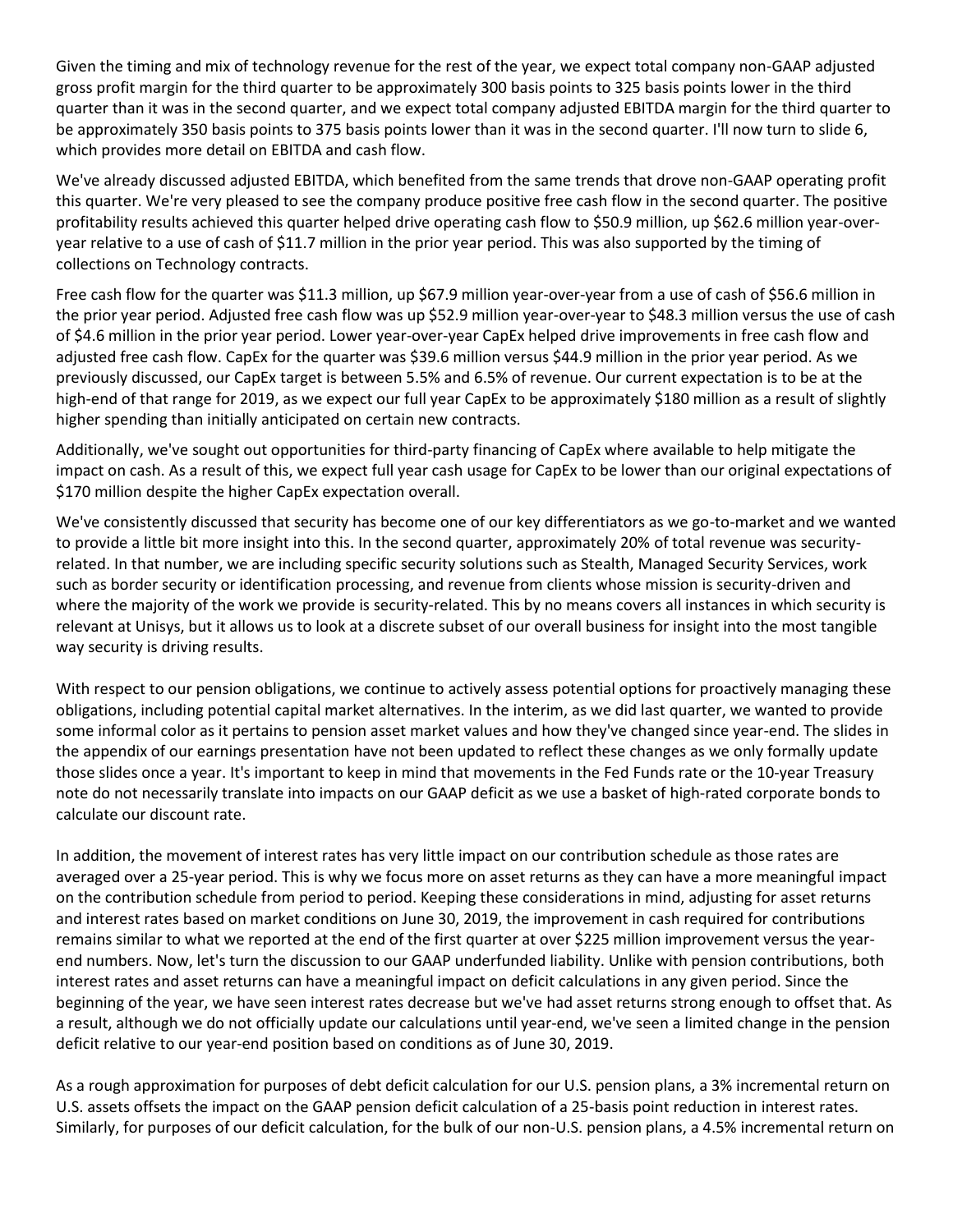Given the timing and mix of technology revenue for the rest of the year, we expect total company non-GAAP adjusted gross profit margin for the third quarter to be approximately 300 basis points to 325 basis points lower in the third quarter than it was in the second quarter, and we expect total company adjusted EBITDA margin for the third quarter to be approximately 350 basis points to 375 basis points lower than it was in the second quarter. I'll now turn to slide 6, which provides more detail on EBITDA and cash flow.

We've already discussed adjusted EBITDA, which benefited from the same trends that drove non-GAAP operating profit this quarter. We're very pleased to see the company produce positive free cash flow in the second quarter. The positive profitability results achieved this quarter helped drive operating cash flow to $50.9 million, up $62.6 million year-over-year relative to a use of cash of $11.7 million in the prior year period. This was also supported by the timing of collections on Technology contracts.

Free cash flow for the quarter was $11.3 million, up $67.9 million year-over-year from a use of cash of $56.6 million in the prior year period. Adjusted free cash flow was up $52.9 million year-over-year to $48.3 million versus the use of cash of $4.6 million in the prior year period. Lower year-over-year CapEx helped drive improvements in free cash flow and adjusted free cash flow. CapEx for the quarter was $39.6 million versus $44.9 million in the prior year period. As we previously discussed, our CapEx target is between 5.5% and 6.5% of revenue. Our current expectation is to be at the high-end of that range for 2019, as we expect our full year CapEx to be approximately $180 million as a result of slightly higher spending than initially anticipated on certain new contracts.

Additionally, we've sought out opportunities for third-party financing of CapEx where available to help mitigate the impact on cash. As a result of this, we expect full year cash usage for CapEx to be lower than our original expectations of $170 million despite the higher CapEx expectation overall.

We've consistently discussed that security has become one of our key differentiators as we go-to-market and we wanted to provide a little bit more insight into this. In the second quarter, approximately 20% of total revenue was security-related. In that number, we are including specific security solutions such as Stealth, Managed Security Services, work such as border security or identification processing, and revenue from clients whose mission is security-driven and where the majority of the work we provide is security-related. This by no means covers all instances in which security is relevant at Unisys, but it allows us to look at a discrete subset of our overall business for insight into the most tangible way security is driving results.

With respect to our pension obligations, we continue to actively assess potential options for proactively managing these obligations, including potential capital market alternatives. In the interim, as we did last quarter, we wanted to provide some informal color as it pertains to pension asset market values and how they've changed since year-end. The slides in the appendix of our earnings presentation have not been updated to reflect these changes as we only formally update those slides once a year. It's important to keep in mind that movements in the Fed Funds rate or the 10-year Treasury note do not necessarily translate into impacts on our GAAP deficit as we use a basket of high-rated corporate bonds to calculate our discount rate.

In addition, the movement of interest rates has very little impact on our contribution schedule as those rates are averaged over a 25-year period. This is why we focus more on asset returns as they can have a more meaningful impact on the contribution schedule from period to period. Keeping these considerations in mind, adjusting for asset returns and interest rates based on market conditions on June 30, 2019, the improvement in cash required for contributions remains similar to what we reported at the end of the first quarter at over $225 million improvement versus the year-end numbers. Now, let's turn the discussion to our GAAP underfunded liability. Unlike with pension contributions, both interest rates and asset returns can have a meaningful impact on deficit calculations in any given period. Since the beginning of the year, we have seen interest rates decrease but we've had asset returns strong enough to offset that. As a result, although we do not officially update our calculations until year-end, we've seen a limited change in the pension deficit relative to our year-end position based on conditions as of June 30, 2019.

As a rough approximation for purposes of debt deficit calculation for our U.S. pension plans, a 3% incremental return on U.S. assets offsets the impact on the GAAP pension deficit calculation of a 25-basis point reduction in interest rates. Similarly, for purposes of our deficit calculation, for the bulk of our non-U.S. pension plans, a 4.5% incremental return on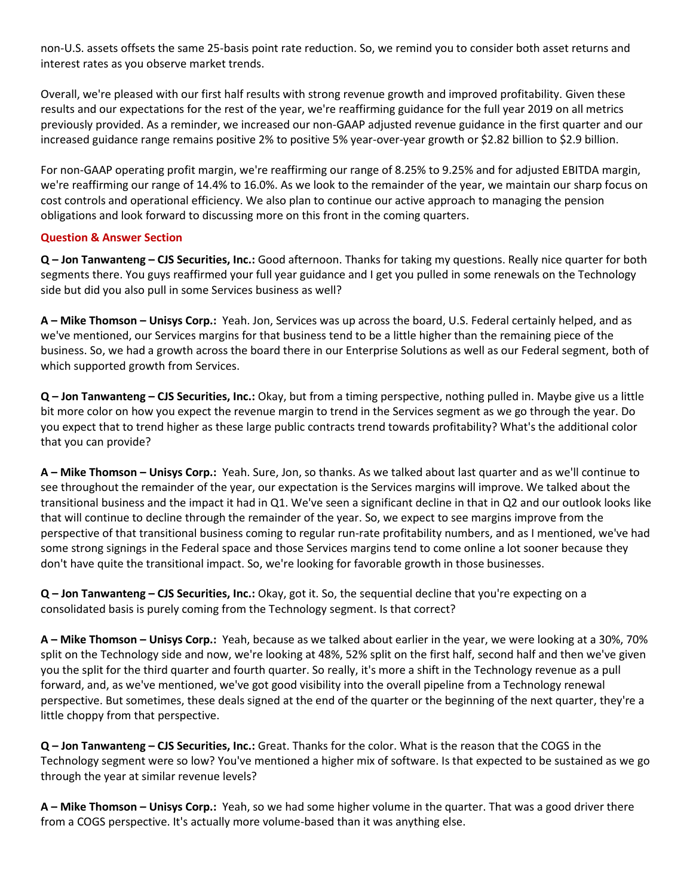non-U.S. assets offsets the same 25-basis point rate reduction. So, we remind you to consider both asset returns and interest rates as you observe market trends.

Overall, we're pleased with our first half results with strong revenue growth and improved profitability. Given these results and our expectations for the rest of the year, we're reaffirming guidance for the full year 2019 on all metrics previously provided. As a reminder, we increased our non-GAAP adjusted revenue guidance in the first quarter and our increased guidance range remains positive 2% to positive 5% year-over-year growth or $2.82 billion to $2.9 billion.

For non-GAAP operating profit margin, we're reaffirming our range of 8.25% to 9.25% and for adjusted EBITDA margin, we're reaffirming our range of 14.4% to 16.0%. As we look to the remainder of the year, we maintain our sharp focus on cost controls and operational efficiency. We also plan to continue our active approach to managing the pension obligations and look forward to discussing more on this front in the coming quarters.

## Question & Answer Section

**Q – Jon Tanwanteng – CJS Securities, Inc.:** Good afternoon. Thanks for taking my questions. Really nice quarter for both segments there. You guys reaffirmed your full year guidance and I get you pulled in some renewals on the Technology side but did you also pull in some Services business as well?

**A – Mike Thomson – Unisys Corp.:** Yeah. Jon, Services was up across the board, U.S. Federal certainly helped, and as we've mentioned, our Services margins for that business tend to be a little higher than the remaining piece of the business. So, we had a growth across the board there in our Enterprise Solutions as well as our Federal segment, both of which supported growth from Services.

**Q – Jon Tanwanteng – CJS Securities, Inc.:** Okay, but from a timing perspective, nothing pulled in. Maybe give us a little bit more color on how you expect the revenue margin to trend in the Services segment as we go through the year. Do you expect that to trend higher as these large public contracts trend towards profitability? What's the additional color that you can provide?

**A – Mike Thomson – Unisys Corp.:** Yeah. Sure, Jon, so thanks. As we talked about last quarter and as we'll continue to see throughout the remainder of the year, our expectation is the Services margins will improve. We talked about the transitional business and the impact it had in Q1. We've seen a significant decline in that in Q2 and our outlook looks like that will continue to decline through the remainder of the year. So, we expect to see margins improve from the perspective of that transitional business coming to regular run-rate profitability numbers, and as I mentioned, we've had some strong signings in the Federal space and those Services margins tend to come online a lot sooner because they don't have quite the transitional impact. So, we're looking for favorable growth in those businesses.

**Q – Jon Tanwanteng – CJS Securities, Inc.:** Okay, got it. So, the sequential decline that you're expecting on a consolidated basis is purely coming from the Technology segment. Is that correct?

**A – Mike Thomson – Unisys Corp.:** Yeah, because as we talked about earlier in the year, we were looking at a 30%, 70% split on the Technology side and now, we're looking at 48%, 52% split on the first half, second half and then we've given you the split for the third quarter and fourth quarter. So really, it's more a shift in the Technology revenue as a pull forward, and, as we've mentioned, we've got good visibility into the overall pipeline from a Technology renewal perspective. But sometimes, these deals signed at the end of the quarter or the beginning of the next quarter, they're a little choppy from that perspective.

**Q – Jon Tanwanteng – CJS Securities, Inc.:** Great. Thanks for the color. What is the reason that the COGS in the Technology segment were so low? You've mentioned a higher mix of software. Is that expected to be sustained as we go through the year at similar revenue levels?

**A – Mike Thomson – Unisys Corp.:** Yeah, so we had some higher volume in the quarter. That was a good driver there from a COGS perspective. It's actually more volume-based than it was anything else.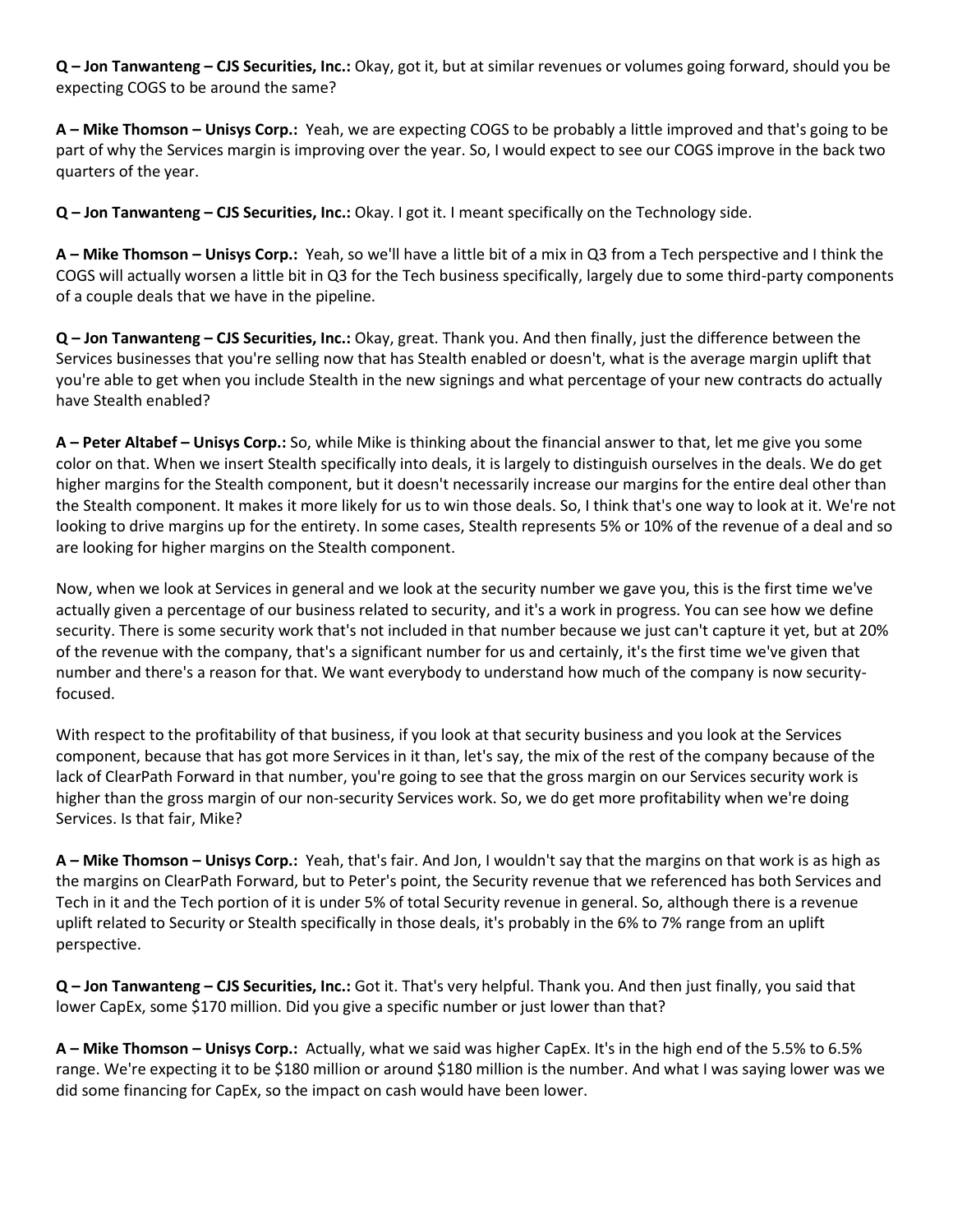**Q – Jon Tanwanteng – CJS Securities, Inc.:** Okay, got it, but at similar revenues or volumes going forward, should you be expecting COGS to be around the same?

**A – Mike Thomson – Unisys Corp.:** Yeah, we are expecting COGS to be probably a little improved and that's going to be part of why the Services margin is improving over the year. So, I would expect to see our COGS improve in the back two quarters of the year.

**Q – Jon Tanwanteng – CJS Securities, Inc.:** Okay. I got it. I meant specifically on the Technology side.

**A – Mike Thomson – Unisys Corp.:** Yeah, so we'll have a little bit of a mix in Q3 from a Tech perspective and I think the COGS will actually worsen a little bit in Q3 for the Tech business specifically, largely due to some third-party components of a couple deals that we have in the pipeline.

**Q – Jon Tanwanteng – CJS Securities, Inc.:** Okay, great. Thank you. And then finally, just the difference between the Services businesses that you're selling now that has Stealth enabled or doesn't, what is the average margin uplift that you're able to get when you include Stealth in the new signings and what percentage of your new contracts do actually have Stealth enabled?

**A – Peter Altabef – Unisys Corp.:** So, while Mike is thinking about the financial answer to that, let me give you some color on that. When we insert Stealth specifically into deals, it is largely to distinguish ourselves in the deals. We do get higher margins for the Stealth component, but it doesn't necessarily increase our margins for the entire deal other than the Stealth component. It makes it more likely for us to win those deals. So, I think that's one way to look at it. We're not looking to drive margins up for the entirety. In some cases, Stealth represents 5% or 10% of the revenue of a deal and so are looking for higher margins on the Stealth component.

Now, when we look at Services in general and we look at the security number we gave you, this is the first time we've actually given a percentage of our business related to security, and it's a work in progress. You can see how we define security. There is some security work that's not included in that number because we just can't capture it yet, but at 20% of the revenue with the company, that's a significant number for us and certainly, it's the first time we've given that number and there's a reason for that. We want everybody to understand how much of the company is now security-focused.

With respect to the profitability of that business, if you look at that security business and you look at the Services component, because that has got more Services in it than, let's say, the mix of the rest of the company because of the lack of ClearPath Forward in that number, you're going to see that the gross margin on our Services security work is higher than the gross margin of our non-security Services work. So, we do get more profitability when we're doing Services. Is that fair, Mike?

**A – Mike Thomson – Unisys Corp.:** Yeah, that's fair. And Jon, I wouldn't say that the margins on that work is as high as the margins on ClearPath Forward, but to Peter's point, the Security revenue that we referenced has both Services and Tech in it and the Tech portion of it is under 5% of total Security revenue in general. So, although there is a revenue uplift related to Security or Stealth specifically in those deals, it's probably in the 6% to 7% range from an uplift perspective.

**Q – Jon Tanwanteng – CJS Securities, Inc.:** Got it. That's very helpful. Thank you. And then just finally, you said that lower CapEx, some $170 million. Did you give a specific number or just lower than that?

**A – Mike Thomson – Unisys Corp.:** Actually, what we said was higher CapEx. It's in the high end of the 5.5% to 6.5% range. We're expecting it to be $180 million or around $180 million is the number. And what I was saying lower was we did some financing for CapEx, so the impact on cash would have been lower.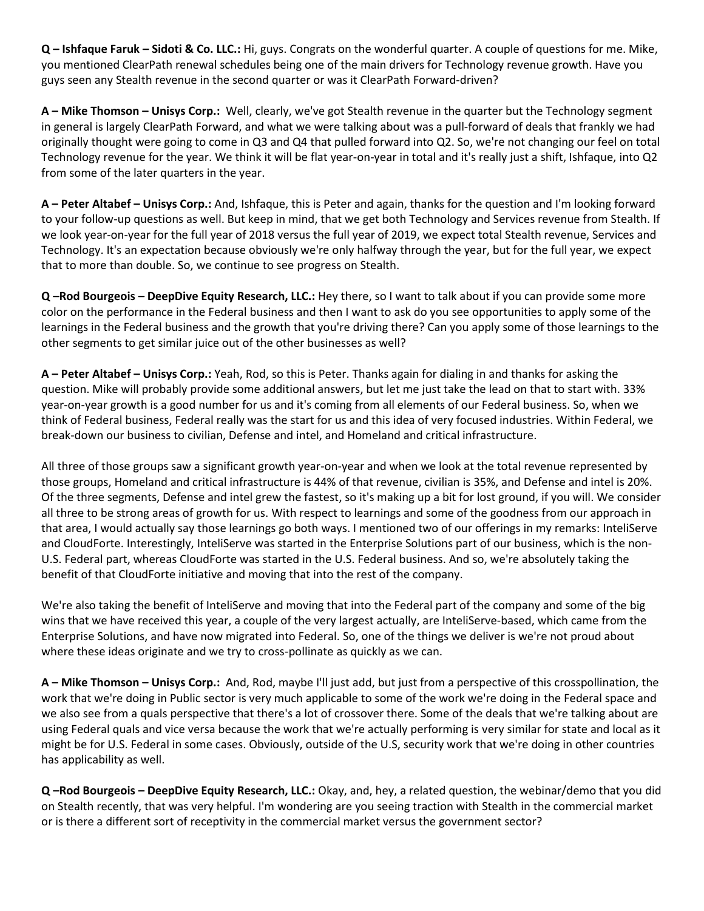**Q – Ishfaque Faruk – Sidoti & Co. LLC.:** Hi, guys. Congrats on the wonderful quarter. A couple of questions for me. Mike, you mentioned ClearPath renewal schedules being one of the main drivers for Technology revenue growth. Have you guys seen any Stealth revenue in the second quarter or was it ClearPath Forward-driven?

**A – Mike Thomson – Unisys Corp.:** Well, clearly, we've got Stealth revenue in the quarter but the Technology segment in general is largely ClearPath Forward, and what we were talking about was a pull-forward of deals that frankly we had originally thought were going to come in Q3 and Q4 that pulled forward into Q2. So, we're not changing our feel on total Technology revenue for the year. We think it will be flat year-on-year in total and it's really just a shift, Ishfaque, into Q2 from some of the later quarters in the year.

**A – Peter Altabef – Unisys Corp.:** And, Ishfaque, this is Peter and again, thanks for the question and I'm looking forward to your follow-up questions as well. But keep in mind, that we get both Technology and Services revenue from Stealth. If we look year-on-year for the full year of 2018 versus the full year of 2019, we expect total Stealth revenue, Services and Technology. It's an expectation because obviously we're only halfway through the year, but for the full year, we expect that to more than double. So, we continue to see progress on Stealth.

**Q –Rod Bourgeois – DeepDive Equity Research, LLC.:** Hey there, so I want to talk about if you can provide some more color on the performance in the Federal business and then I want to ask do you see opportunities to apply some of the learnings in the Federal business and the growth that you're driving there? Can you apply some of those learnings to the other segments to get similar juice out of the other businesses as well?

**A – Peter Altabef – Unisys Corp.:** Yeah, Rod, so this is Peter. Thanks again for dialing in and thanks for asking the question. Mike will probably provide some additional answers, but let me just take the lead on that to start with. 33% year-on-year growth is a good number for us and it's coming from all elements of our Federal business. So, when we think of Federal business, Federal really was the start for us and this idea of very focused industries. Within Federal, we break-down our business to civilian, Defense and intel, and Homeland and critical infrastructure.

All three of those groups saw a significant growth year-on-year and when we look at the total revenue represented by those groups, Homeland and critical infrastructure is 44% of that revenue, civilian is 35%, and Defense and intel is 20%. Of the three segments, Defense and intel grew the fastest, so it's making up a bit for lost ground, if you will. We consider all three to be strong areas of growth for us. With respect to learnings and some of the goodness from our approach in that area, I would actually say those learnings go both ways. I mentioned two of our offerings in my remarks: InteliServe and CloudForte. Interestingly, InteliServe was started in the Enterprise Solutions part of our business, which is the non-U.S. Federal part, whereas CloudForte was started in the U.S. Federal business. And so, we're absolutely taking the benefit of that CloudForte initiative and moving that into the rest of the company.

We're also taking the benefit of InteliServe and moving that into the Federal part of the company and some of the big wins that we have received this year, a couple of the very largest actually, are InteliServe-based, which came from the Enterprise Solutions, and have now migrated into Federal. So, one of the things we deliver is we're not proud about where these ideas originate and we try to cross-pollinate as quickly as we can.

**A – Mike Thomson – Unisys Corp.:** And, Rod, maybe I'll just add, but just from a perspective of this crosspollination, the work that we're doing in Public sector is very much applicable to some of the work we're doing in the Federal space and we also see from a quals perspective that there's a lot of crossover there. Some of the deals that we're talking about are using Federal quals and vice versa because the work that we're actually performing is very similar for state and local as it might be for U.S. Federal in some cases. Obviously, outside of the U.S, security work that we're doing in other countries has applicability as well.

**Q –Rod Bourgeois – DeepDive Equity Research, LLC.:** Okay, and, hey, a related question, the webinar/demo that you did on Stealth recently, that was very helpful. I'm wondering are you seeing traction with Stealth in the commercial market or is there a different sort of receptivity in the commercial market versus the government sector?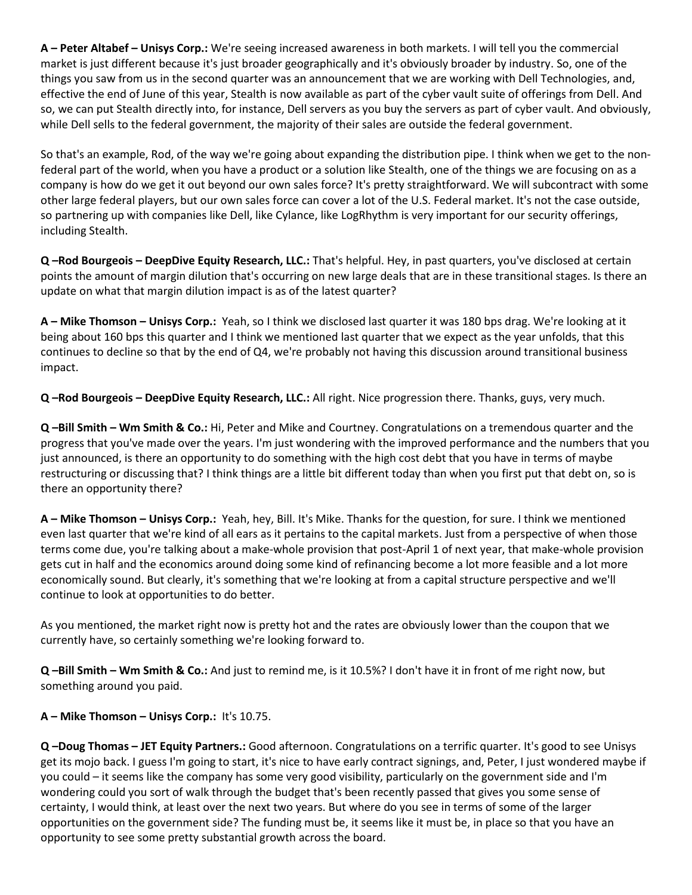**A – Peter Altabef – Unisys Corp.:** We're seeing increased awareness in both markets. I will tell you the commercial market is just different because it's just broader geographically and it's obviously broader by industry. So, one of the things you saw from us in the second quarter was an announcement that we are working with Dell Technologies, and, effective the end of June of this year, Stealth is now available as part of the cyber vault suite of offerings from Dell. And so, we can put Stealth directly into, for instance, Dell servers as you buy the servers as part of cyber vault. And obviously, while Dell sells to the federal government, the majority of their sales are outside the federal government.

So that's an example, Rod, of the way we're going about expanding the distribution pipe. I think when we get to the non-federal part of the world, when you have a product or a solution like Stealth, one of the things we are focusing on as a company is how do we get it out beyond our own sales force? It's pretty straightforward. We will subcontract with some other large federal players, but our own sales force can cover a lot of the U.S. Federal market. It's not the case outside, so partnering up with companies like Dell, like Cylance, like LogRhythm is very important for our security offerings, including Stealth.

**Q –Rod Bourgeois – DeepDive Equity Research, LLC.:** That's helpful. Hey, in past quarters, you've disclosed at certain points the amount of margin dilution that's occurring on new large deals that are in these transitional stages. Is there an update on what that margin dilution impact is as of the latest quarter?

**A – Mike Thomson – Unisys Corp.:** Yeah, so I think we disclosed last quarter it was 180 bps drag. We're looking at it being about 160 bps this quarter and I think we mentioned last quarter that we expect as the year unfolds, that this continues to decline so that by the end of Q4, we're probably not having this discussion around transitional business impact.

**Q –Rod Bourgeois – DeepDive Equity Research, LLC.:** All right. Nice progression there. Thanks, guys, very much.

**Q –Bill Smith – Wm Smith & Co.:** Hi, Peter and Mike and Courtney. Congratulations on a tremendous quarter and the progress that you've made over the years. I'm just wondering with the improved performance and the numbers that you just announced, is there an opportunity to do something with the high cost debt that you have in terms of maybe restructuring or discussing that? I think things are a little bit different today than when you first put that debt on, so is there an opportunity there?

**A – Mike Thomson – Unisys Corp.:** Yeah, hey, Bill. It's Mike. Thanks for the question, for sure. I think we mentioned even last quarter that we're kind of all ears as it pertains to the capital markets. Just from a perspective of when those terms come due, you're talking about a make-whole provision that post-April 1 of next year, that make-whole provision gets cut in half and the economics around doing some kind of refinancing become a lot more feasible and a lot more economically sound. But clearly, it's something that we're looking at from a capital structure perspective and we'll continue to look at opportunities to do better.

As you mentioned, the market right now is pretty hot and the rates are obviously lower than the coupon that we currently have, so certainly something we're looking forward to.

**Q –Bill Smith – Wm Smith & Co.:** And just to remind me, is it 10.5%? I don't have it in front of me right now, but something around you paid.

**A – Mike Thomson – Unisys Corp.:** It's 10.75.

**Q –Doug Thomas – JET Equity Partners.:** Good afternoon. Congratulations on a terrific quarter. It's good to see Unisys get its mojo back. I guess I'm going to start, it's nice to have early contract signings, and, Peter, I just wondered maybe if you could – it seems like the company has some very good visibility, particularly on the government side and I'm wondering could you sort of walk through the budget that's been recently passed that gives you some sense of certainty, I would think, at least over the next two years. But where do you see in terms of some of the larger opportunities on the government side? The funding must be, it seems like it must be, in place so that you have an opportunity to see some pretty substantial growth across the board.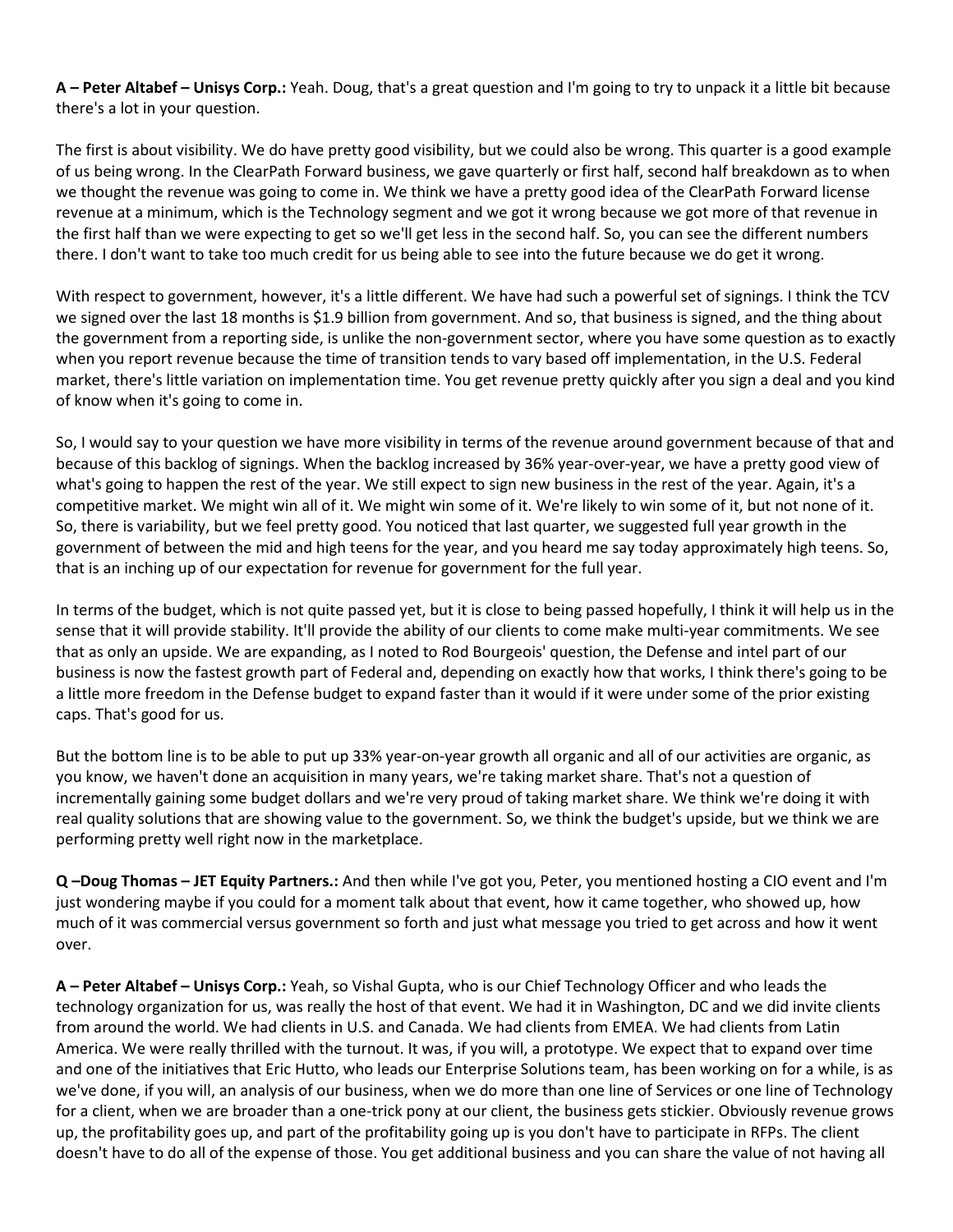**A – Peter Altabef – Unisys Corp.:** Yeah. Doug, that's a great question and I'm going to try to unpack it a little bit because there's a lot in your question.

The first is about visibility. We do have pretty good visibility, but we could also be wrong. This quarter is a good example of us being wrong. In the ClearPath Forward business, we gave quarterly or first half, second half breakdown as to when we thought the revenue was going to come in. We think we have a pretty good idea of the ClearPath Forward license revenue at a minimum, which is the Technology segment and we got it wrong because we got more of that revenue in the first half than we were expecting to get so we'll get less in the second half. So, you can see the different numbers there. I don't want to take too much credit for us being able to see into the future because we do get it wrong.

With respect to government, however, it's a little different. We have had such a powerful set of signings. I think the TCV we signed over the last 18 months is $1.9 billion from government. And so, that business is signed, and the thing about the government from a reporting side, is unlike the non-government sector, where you have some question as to exactly when you report revenue because the time of transition tends to vary based off implementation, in the U.S. Federal market, there's little variation on implementation time. You get revenue pretty quickly after you sign a deal and you kind of know when it's going to come in.

So, I would say to your question we have more visibility in terms of the revenue around government because of that and because of this backlog of signings. When the backlog increased by 36% year-over-year, we have a pretty good view of what's going to happen the rest of the year. We still expect to sign new business in the rest of the year. Again, it's a competitive market. We might win all of it. We might win some of it. We're likely to win some of it, but not none of it. So, there is variability, but we feel pretty good. You noticed that last quarter, we suggested full year growth in the government of between the mid and high teens for the year, and you heard me say today approximately high teens. So, that is an inching up of our expectation for revenue for government for the full year.

In terms of the budget, which is not quite passed yet, but it is close to being passed hopefully, I think it will help us in the sense that it will provide stability. It'll provide the ability of our clients to come make multi-year commitments. We see that as only an upside. We are expanding, as I noted to Rod Bourgeois' question, the Defense and intel part of our business is now the fastest growth part of Federal and, depending on exactly how that works, I think there's going to be a little more freedom in the Defense budget to expand faster than it would if it were under some of the prior existing caps. That's good for us.

But the bottom line is to be able to put up 33% year-on-year growth all organic and all of our activities are organic, as you know, we haven't done an acquisition in many years, we're taking market share. That's not a question of incrementally gaining some budget dollars and we're very proud of taking market share. We think we're doing it with real quality solutions that are showing value to the government. So, we think the budget's upside, but we think we are performing pretty well right now in the marketplace.

**Q –Doug Thomas – JET Equity Partners.:** And then while I've got you, Peter, you mentioned hosting a CIO event and I'm just wondering maybe if you could for a moment talk about that event, how it came together, who showed up, how much of it was commercial versus government so forth and just what message you tried to get across and how it went over.

**A – Peter Altabef – Unisys Corp.:** Yeah, so Vishal Gupta, who is our Chief Technology Officer and who leads the technology organization for us, was really the host of that event. We had it in Washington, DC and we did invite clients from around the world. We had clients in U.S. and Canada. We had clients from EMEA. We had clients from Latin America. We were really thrilled with the turnout. It was, if you will, a prototype. We expect that to expand over time and one of the initiatives that Eric Hutto, who leads our Enterprise Solutions team, has been working on for a while, is as we've done, if you will, an analysis of our business, when we do more than one line of Services or one line of Technology for a client, when we are broader than a one-trick pony at our client, the business gets stickier. Obviously revenue grows up, the profitability goes up, and part of the profitability going up is you don't have to participate in RFPs. The client doesn't have to do all of the expense of those. You get additional business and you can share the value of not having all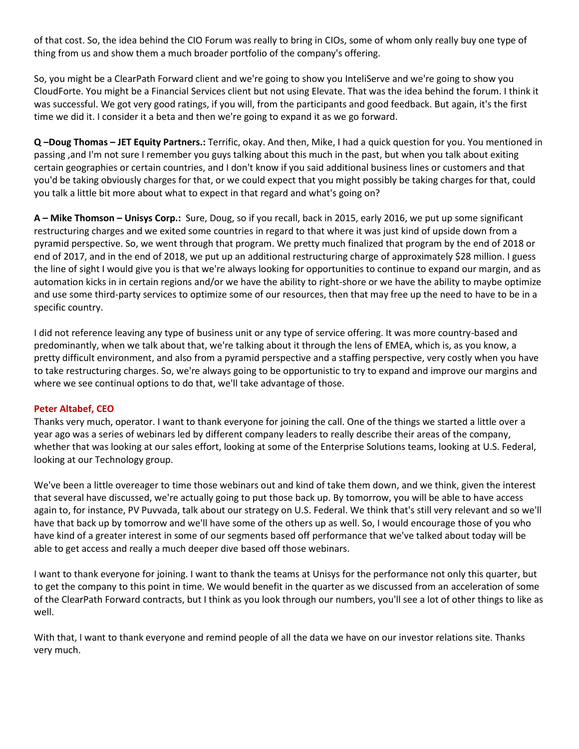of that cost. So, the idea behind the CIO Forum was really to bring in CIOs, some of whom only really buy one type of thing from us and show them a much broader portfolio of the company's offering.

So, you might be a ClearPath Forward client and we're going to show you InteliServe and we're going to show you CloudForte. You might be a Financial Services client but not using Elevate. That was the idea behind the forum. I think it was successful. We got very good ratings, if you will, from the participants and good feedback. But again, it's the first time we did it. I consider it a beta and then we're going to expand it as we go forward.

**Q –Doug Thomas – JET Equity Partners.:** Terrific, okay. And then, Mike, I had a quick question for you. You mentioned in passing ,and I'm not sure I remember you guys talking about this much in the past, but when you talk about exiting certain geographies or certain countries, and I don't know if you said additional business lines or customers and that you'd be taking obviously charges for that, or we could expect that you might possibly be taking charges for that, could you talk a little bit more about what to expect in that regard and what's going on?

**A – Mike Thomson – Unisys Corp.:** Sure, Doug, so if you recall, back in 2015, early 2016, we put up some significant restructuring charges and we exited some countries in regard to that where it was just kind of upside down from a pyramid perspective. So, we went through that program. We pretty much finalized that program by the end of 2018 or end of 2017, and in the end of 2018, we put up an additional restructuring charge of approximately $28 million. I guess the line of sight I would give you is that we're always looking for opportunities to continue to expand our margin, and as automation kicks in in certain regions and/or we have the ability to right-shore or we have the ability to maybe optimize and use some third-party services to optimize some of our resources, then that may free up the need to have to be in a specific country.

I did not reference leaving any type of business unit or any type of service offering. It was more country-based and predominantly, when we talk about that, we're talking about it through the lens of EMEA, which is, as you know, a pretty difficult environment, and also from a pyramid perspective and a staffing perspective, very costly when you have to take restructuring charges. So, we're always going to be opportunistic to try to expand and improve our margins and where we see continual options to do that, we'll take advantage of those.

**Peter Altabef, CEO**

Thanks very much, operator. I want to thank everyone for joining the call. One of the things we started a little over a year ago was a series of webinars led by different company leaders to really describe their areas of the company, whether that was looking at our sales effort, looking at some of the Enterprise Solutions teams, looking at U.S. Federal, looking at our Technology group.

We've been a little overeager to time those webinars out and kind of take them down, and we think, given the interest that several have discussed, we're actually going to put those back up. By tomorrow, you will be able to have access again to, for instance, PV Puvvada, talk about our strategy on U.S. Federal. We think that's still very relevant and so we'll have that back up by tomorrow and we'll have some of the others up as well. So, I would encourage those of you who have kind of a greater interest in some of our segments based off performance that we've talked about today will be able to get access and really a much deeper dive based off those webinars.

I want to thank everyone for joining. I want to thank the teams at Unisys for the performance not only this quarter, but to get the company to this point in time. We would benefit in the quarter as we discussed from an acceleration of some of the ClearPath Forward contracts, but I think as you look through our numbers, you'll see a lot of other things to like as well.

With that, I want to thank everyone and remind people of all the data we have on our investor relations site. Thanks very much.